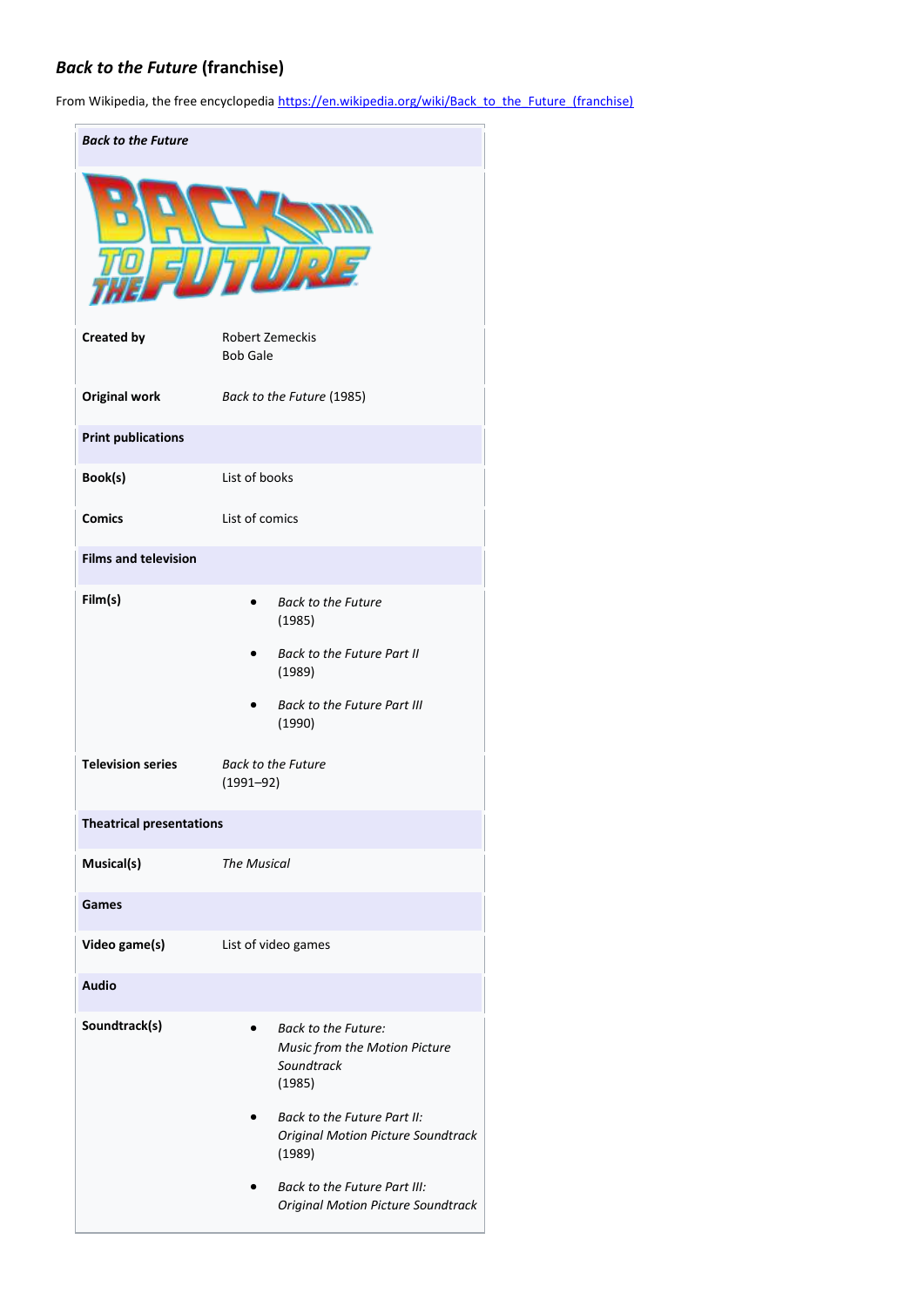# *Back to the Future* (franchise)

From Wikipedia, the free encyclopedia https://en.wikipedia.org/wiki/Back_to_the_Future_(franchise)

| ***Back to the Future*** | |
|---|---|
| **Created by** | Robert Zemeckis<br>Bob Gale |
| **Original work** | *Back to the Future* (1985) |
| **Print publications** | |
| **Book(s)** | List of books |
| **Comics** | List of comics |
| **Films and television** | |
| **Film(s)** | • *Back to the Future* (1985)<br>• *Back to the Future Part II* (1989)<br>• *Back to the Future Part III* (1990) |
| **Television series** | *Back to the Future* (1991–92) |
| **Theatrical presentations** | |
| **Musical(s)** | *The Musical* |
| **Games** | |
| **Video game(s)** | List of video games |
| **Audio** | |
| **Soundtrack(s)** | • *Back to the Future: Music from the Motion Picture Soundtrack* (1985)<br>• *Back to the Future Part II: Original Motion Picture Soundtrack* (1989)<br>• *Back to the Future Part III: Original Motion Picture Soundtrack* |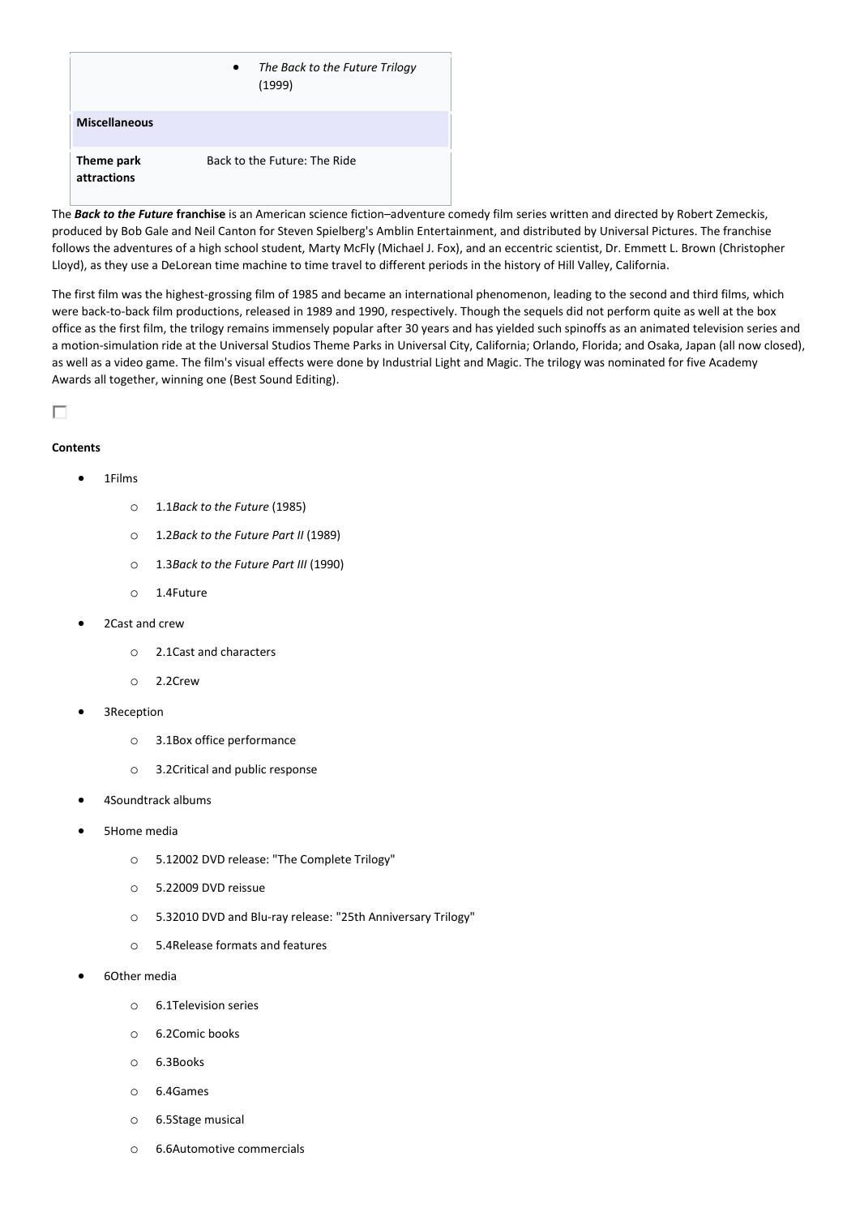| | |
|---|---|
| | - *The Back to the Future Trilogy* (1999) |
| **Miscellaneous** | |
| **Theme park attractions** | Back to the Future: The Ride |

The ***Back to the Future*** **franchise** is an American science fiction–adventure comedy film series written and directed by Robert Zemeckis, produced by Bob Gale and Neil Canton for Steven Spielberg's Amblin Entertainment, and distributed by Universal Pictures. The franchise follows the adventures of a high school student, Marty McFly (Michael J. Fox), and an eccentric scientist, Dr. Emmett L. Brown (Christopher Lloyd), as they use a DeLorean time machine to time travel to different periods in the history of Hill Valley, California.

The first film was the highest-grossing film of 1985 and became an international phenomenon, leading to the second and third films, which were back-to-back film productions, released in 1989 and 1990, respectively. Though the sequels did not perform quite as well at the box office as the first film, the trilogy remains immensely popular after 30 years and has yielded such spinoffs as an animated television series and a motion-simulation ride at the Universal Studios Theme Parks in Universal City, California; Orlando, Florida; and Osaka, Japan (all now closed), as well as a video game. The film's visual effects were done by Industrial Light and Magic. The trilogy was nominated for five Academy Awards all together, winning one (Best Sound Editing).

**Contents**

- 1Films
  - 1.1*Back to the Future* (1985)
  - 1.2*Back to the Future Part II* (1989)
  - 1.3*Back to the Future Part III* (1990)
  - 1.4Future
- 2Cast and crew
  - 2.1Cast and characters
  - 2.2Crew
- 3Reception
  - 3.1Box office performance
  - 3.2Critical and public response
- 4Soundtrack albums
- 5Home media
  - 5.12002 DVD release: "The Complete Trilogy"
  - 5.22009 DVD reissue
  - 5.32010 DVD and Blu-ray release: "25th Anniversary Trilogy"
  - 5.4Release formats and features
- 6Other media
  - 6.1Television series
  - 6.2Comic books
  - 6.3Books
  - 6.4Games
  - 6.5Stage musical
  - 6.6Automotive commercials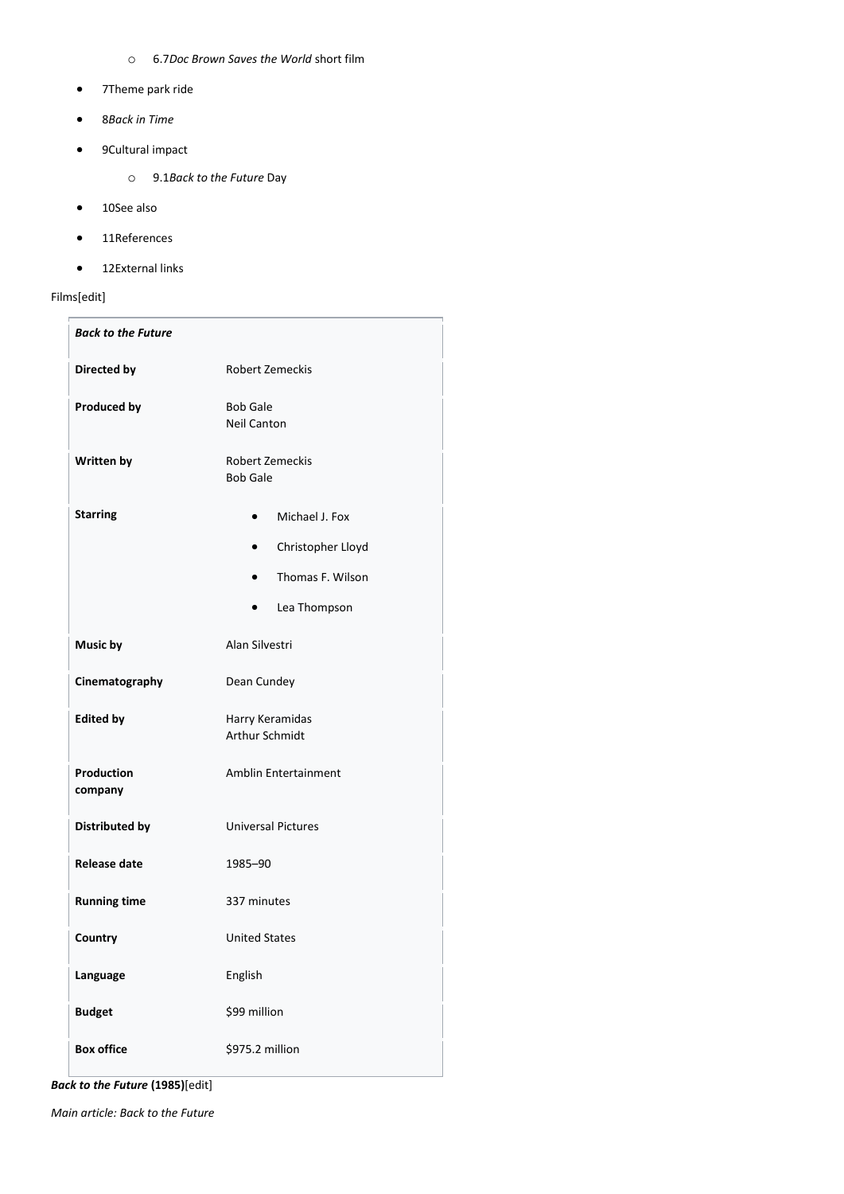- 6.7*Doc Brown Saves the World* short film
- 7Theme park ride
- 8*Back in Time*
- 9Cultural impact
   - 9.1*Back to the Future* Day
- 10See also
- 11References
- 12External links

Films[edit]

| ***Back to the Future*** | |
|---|---|
| **Directed by** | Robert Zemeckis |
| **Produced by** | Bob Gale<br>Neil Canton |
| **Written by** | Robert Zemeckis<br>Bob Gale |
| **Starring** | • Michael J. Fox<br>• Christopher Lloyd<br>• Thomas F. Wilson<br>• Lea Thompson |
| **Music by** | Alan Silvestri |
| **Cinematography** | Dean Cundey |
| **Edited by** | Harry Keramidas<br>Arthur Schmidt |
| **Production company** | Amblin Entertainment |
| **Distributed by** | Universal Pictures |
| **Release date** | 1985–90 |
| **Running time** | 337 minutes |
| **Country** | United States |
| **Language** | English |
| **Budget** | $99 million |
| **Box office** | $975.2 million |

***Back to the Future* (1985)**[edit]

*Main article: Back to the Future*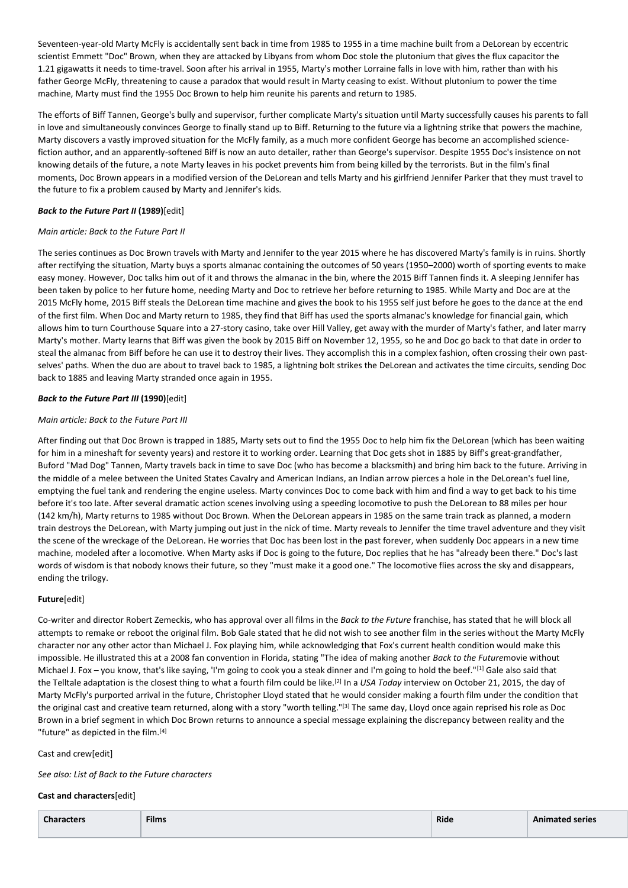Seventeen-year-old Marty McFly is accidentally sent back in time from 1985 to 1955 in a time machine built from a DeLorean by eccentric scientist Emmett "Doc" Brown, when they are attacked by Libyans from whom Doc stole the plutonium that gives the flux capacitor the 1.21 gigawatts it needs to time-travel. Soon after his arrival in 1955, Marty's mother Lorraine falls in love with him, rather than with his father George McFly, threatening to cause a paradox that would result in Marty ceasing to exist. Without plutonium to power the time machine, Marty must find the 1955 Doc Brown to help him reunite his parents and return to 1985.

The efforts of Biff Tannen, George's bully and supervisor, further complicate Marty's situation until Marty successfully causes his parents to fall in love and simultaneously convinces George to finally stand up to Biff. Returning to the future via a lightning strike that powers the machine, Marty discovers a vastly improved situation for the McFly family, as a much more confident George has become an accomplished science-fiction author, and an apparently-softened Biff is now an auto detailer, rather than George's supervisor. Despite 1955 Doc's insistence on not knowing details of the future, a note Marty leaves in his pocket prevents him from being killed by the terrorists. But in the film's final moments, Doc Brown appears in a modified version of the DeLorean and tells Marty and his girlfriend Jennifer Parker that they must travel to the future to fix a problem caused by Marty and Jennifer's kids.

### *Back to the Future Part II* (1989)[edit]

*Main article: Back to the Future Part II*

The series continues as Doc Brown travels with Marty and Jennifer to the year 2015 where he has discovered Marty's family is in ruins. Shortly after rectifying the situation, Marty buys a sports almanac containing the outcomes of 50 years (1950–2000) worth of sporting events to make easy money. However, Doc talks him out of it and throws the almanac in the bin, where the 2015 Biff Tannen finds it. A sleeping Jennifer has been taken by police to her future home, needing Marty and Doc to retrieve her before returning to 1985. While Marty and Doc are at the 2015 McFly home, 2015 Biff steals the DeLorean time machine and gives the book to his 1955 self just before he goes to the dance at the end of the first film. When Doc and Marty return to 1985, they find that Biff has used the sports almanac's knowledge for financial gain, which allows him to turn Courthouse Square into a 27-story casino, take over Hill Valley, get away with the murder of Marty's father, and later marry Marty's mother. Marty learns that Biff was given the book by 2015 Biff on November 12, 1955, so he and Doc go back to that date in order to steal the almanac from Biff before he can use it to destroy their lives. They accomplish this in a complex fashion, often crossing their own past-selves' paths. When the duo are about to travel back to 1985, a lightning bolt strikes the DeLorean and activates the time circuits, sending Doc back to 1885 and leaving Marty stranded once again in 1955.

### *Back to the Future Part III* (1990)[edit]

*Main article: Back to the Future Part III*

After finding out that Doc Brown is trapped in 1885, Marty sets out to find the 1955 Doc to help him fix the DeLorean (which has been waiting for him in a mineshaft for seventy years) and restore it to working order. Learning that Doc gets shot in 1885 by Biff's great-grandfather, Buford "Mad Dog" Tannen, Marty travels back in time to save Doc (who has become a blacksmith) and bring him back to the future. Arriving in the middle of a melee between the United States Cavalry and American Indians, an Indian arrow pierces a hole in the DeLorean's fuel line, emptying the fuel tank and rendering the engine useless. Marty convinces Doc to come back with him and find a way to get back to his time before it's too late. After several dramatic action scenes involving using a speeding locomotive to push the DeLorean to 88 miles per hour (142 km/h), Marty returns to 1985 without Doc Brown. When the DeLorean appears in 1985 on the same train track as planned, a modern train destroys the DeLorean, with Marty jumping out just in the nick of time. Marty reveals to Jennifer the time travel adventure and they visit the scene of the wreckage of the DeLorean. He worries that Doc has been lost in the past forever, when suddenly Doc appears in a new time machine, modeled after a locomotive. When Marty asks if Doc is going to the future, Doc replies that he has "already been there." Doc's last words of wisdom is that nobody knows their future, so they "must make it a good one." The locomotive flies across the sky and disappears, ending the trilogy.

### Future[edit]

Co-writer and director Robert Zemeckis, who has approval over all films in the *Back to the Future* franchise, has stated that he will block all attempts to remake or reboot the original film. Bob Gale stated that he did not wish to see another film in the series without the Marty McFly character nor any other actor than Michael J. Fox playing him, while acknowledging that Fox's current health condition would make this impossible. He illustrated this at a 2008 fan convention in Florida, stating "The idea of making another *Back to the Future*movie without Michael J. Fox – you know, that's like saying, 'I'm going to cook you a steak dinner and I'm going to hold the beef."[1] Gale also said that the Telltale adaptation is the closest thing to what a fourth film could be like.[2] In a *USA Today* interview on October 21, 2015, the day of Marty McFly's purported arrival in the future, Christopher Lloyd stated that he would consider making a fourth film under the condition that the original cast and creative team returned, along with a story "worth telling."[3] The same day, Lloyd once again reprised his role as Doc Brown in a brief segment in which Doc Brown returns to announce a special message explaining the discrepancy between reality and the "future" as depicted in the film.[4]

Cast and crew[edit]

*See also: List of Back to the Future characters*

### Cast and characters[edit]

| Characters | Films | Ride | Animated series |
|---|---|---|---|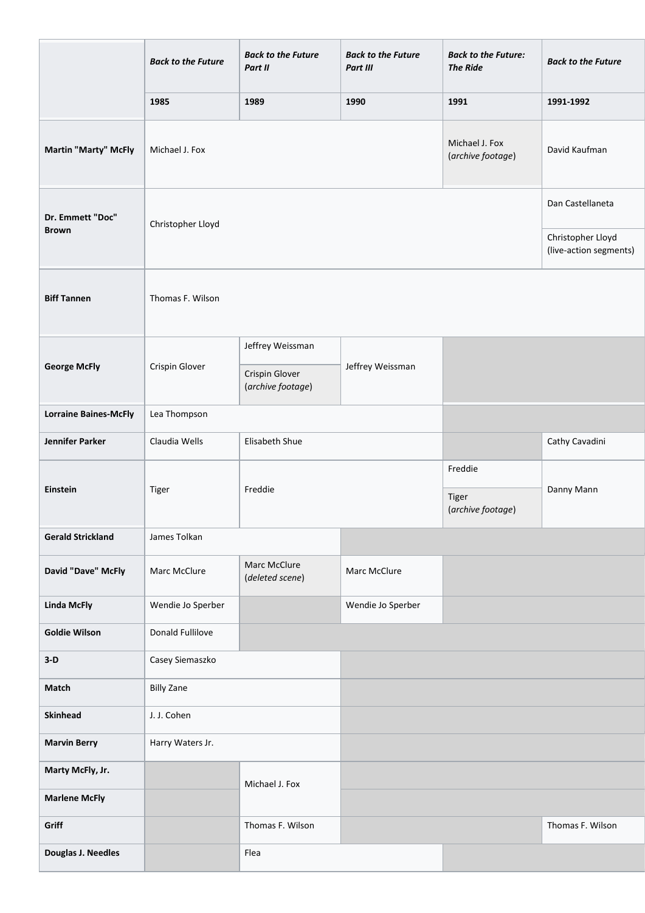| | *Back to the Future* | *Back to the Future Part II* | *Back to the Future Part III* | *Back to the Future: The Ride* | *Back to the Future* |
|---|---|---|---|---|---|
| | **1985** | **1989** | **1990** | **1991** | **1991-1992** |
| **Martin "Marty" McFly** | Michael J. Fox | | | Michael J. Fox (*archive footage*) | David Kaufman |
| **Dr. Emmett "Doc" Brown** | Christopher Lloyd | | | | Dan Castellaneta<br>Christopher Lloyd (live-action segments) |
| **Biff Tannen** | Thomas F. Wilson | | | | |
| **George McFly** | Crispin Glover | Jeffrey Weissman<br>Crispin Glover (*archive footage*) | Jeffrey Weissman | | |
| **Lorraine Baines-McFly** | Lea Thompson | | | | |
| **Jennifer Parker** | Claudia Wells | Elisabeth Shue | | | Cathy Cavadini |
| **Einstein** | Tiger | Freddie | | Freddie<br>Tiger (*archive footage*) | Danny Mann |
| **Gerald Strickland** | James Tolkan | | | | |
| **David "Dave" McFly** | Marc McClure | Marc McClure (*deleted scene*) | Marc McClure | | |
| **Linda McFly** | Wendie Jo Sperber | | Wendie Jo Sperber | | |
| **Goldie Wilson** | Donald Fullilove | | | | |
| **3-D** | Casey Siemaszko | | | | |
| **Match** | Billy Zane | | | | |
| **Skinhead** | J. J. Cohen | | | | |
| **Marvin Berry** | Harry Waters Jr. | | | | |
| **Marty McFly, Jr.** | | Michael J. Fox | | | |
| **Marlene McFly** | | | | | |
| **Griff** | | Thomas F. Wilson | | | Thomas F. Wilson |
| **Douglas J. Needles** | | Flea | | | |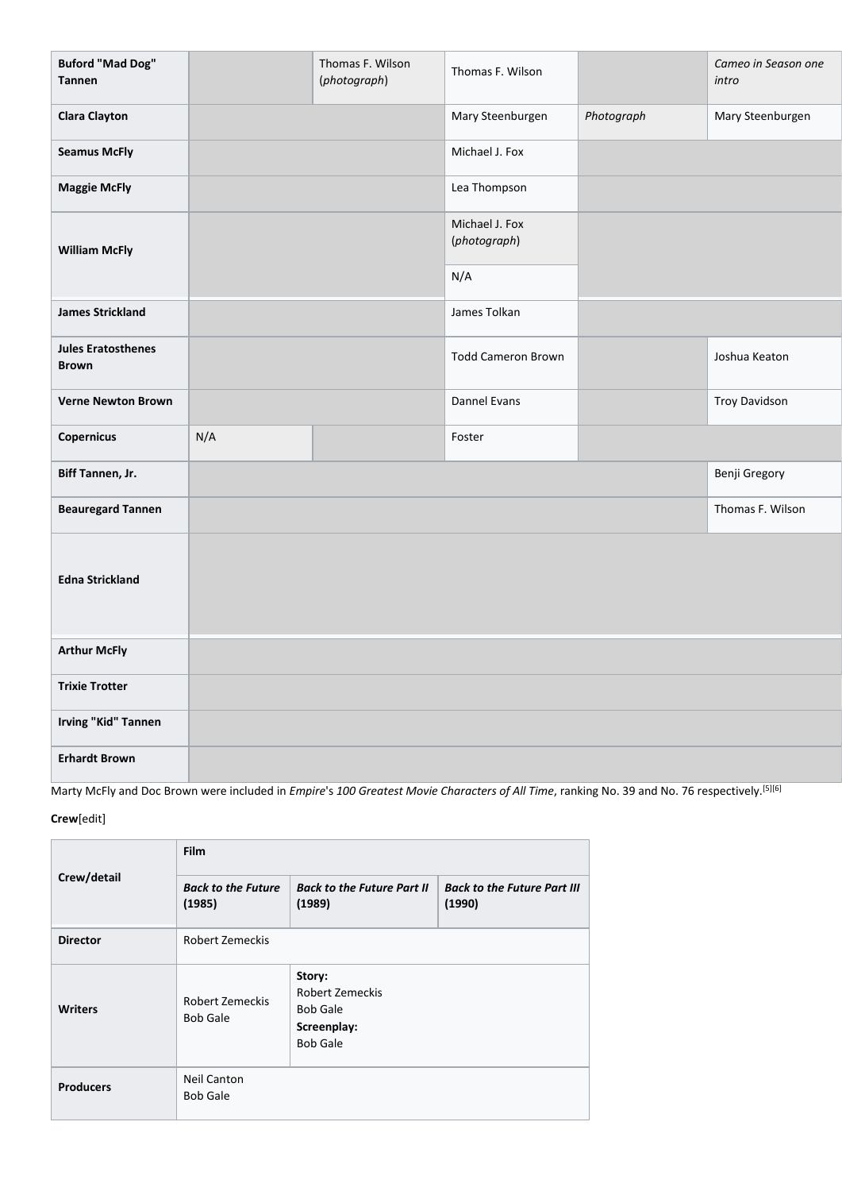| | | | | | |
|---|---|---|---|---|---|
| **Buford "Mad Dog" Tannen** | | Thomas F. Wilson (*photograph*) | Thomas F. Wilson | | *Cameo in Season one intro* |
| **Clara Clayton** | | | Mary Steenburgen | *Photograph* | Mary Steenburgen |
| **Seamus McFly** | | | Michael J. Fox | | |
| **Maggie McFly** | | | Lea Thompson | | |
| **William McFly** | | | Michael J. Fox (*photograph*) | | |
| | | | N/A | | |
| **James Strickland** | | | James Tolkan | | |
| **Jules Eratosthenes Brown** | | | Todd Cameron Brown | | Joshua Keaton |
| **Verne Newton Brown** | | | Dannel Evans | | Troy Davidson |
| **Copernicus** | N/A | | Foster | | |
| **Biff Tannen, Jr.** | | | | | Benji Gregory |
| **Beauregard Tannen** | | | | | Thomas F. Wilson |
| **Edna Strickland** | | | | | |
| **Arthur McFly** | | | | | |
| **Trixie Trotter** | | | | | |
| **Irving "Kid" Tannen** | | | | | |
| **Erhardt Brown** | | | | | |

Marty McFly and Doc Brown were included in *Empire*'s *100 Greatest Movie Characters of All Time*, ranking No. 39 and No. 76 respectively.[5][6]

**Crew**[edit]

| Crew/detail | Film | | |
|---|---|---|---|
| | ***Back to the Future* (1985)** | ***Back to the Future Part II* (1989)** | ***Back to the Future Part III* (1990)** |
| **Director** | Robert Zemeckis | | |
| **Writers** | Robert Zemeckis<br>Bob Gale | **Story:**<br>Robert Zemeckis<br>Bob Gale<br>**Screenplay:**<br>Bob Gale | |
| **Producers** | Neil Canton<br>Bob Gale | | |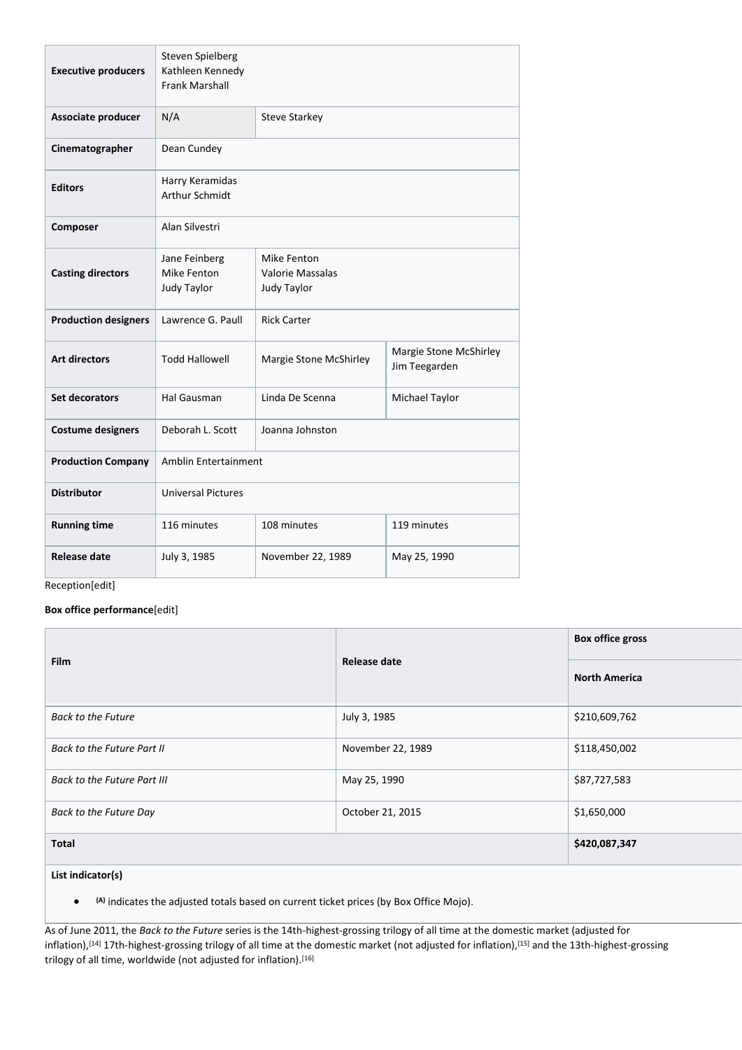| | | | |
|---|---|---|---|
| **Executive producers** | Steven Spielberg<br>Kathleen Kennedy<br>Frank Marshall | | |
| **Associate producer** | N/A | Steve Starkey | |
| **Cinematographer** | Dean Cundey | | |
| **Editors** | Harry Keramidas<br>Arthur Schmidt | | |
| **Composer** | Alan Silvestri | | |
| **Casting directors** | Jane Feinberg<br>Mike Fenton<br>Judy Taylor | Mike Fenton<br>Valorie Massalas<br>Judy Taylor | |
| **Production designers** | Lawrence G. Paull | Rick Carter | |
| **Art directors** | Todd Hallowell | Margie Stone McShirley | Margie Stone McShirley<br>Jim Teegarden |
| **Set decorators** | Hal Gausman | Linda De Scenna | Michael Taylor |
| **Costume designers** | Deborah L. Scott | Joanna Johnston | |
| **Production Company** | Amblin Entertainment | | |
| **Distributor** | Universal Pictures | | |
| **Running time** | 116 minutes | 108 minutes | 119 minutes |
| **Release date** | July 3, 1985 | November 22, 1989 | May 25, 1990 |

Reception[edit]

**Box office performance**[edit]

| Film | Release date | Box office gross |
|---|---|---|
| | | **North America** |
| *Back to the Future* | July 3, 1985 | $210,609,762 |
| *Back to the Future Part II* | November 22, 1989 | $118,450,002 |
| *Back to the Future Part III* | May 25, 1990 | $87,727,583 |
| *Back to the Future Day* | October 21, 2015 | $1,650,000 |
| **Total** | | **$420,087,347** |

**List indicator(s)**

- (A) indicates the adjusted totals based on current ticket prices (by Box Office Mojo).

As of June 2011, the *Back to the Future* series is the 14th-highest-grossing trilogy of all time at the domestic market (adjusted for inflation),[14] 17th-highest-grossing trilogy of all time at the domestic market (not adjusted for inflation),[15] and the 13th-highest-grossing trilogy of all time, worldwide (not adjusted for inflation).[16]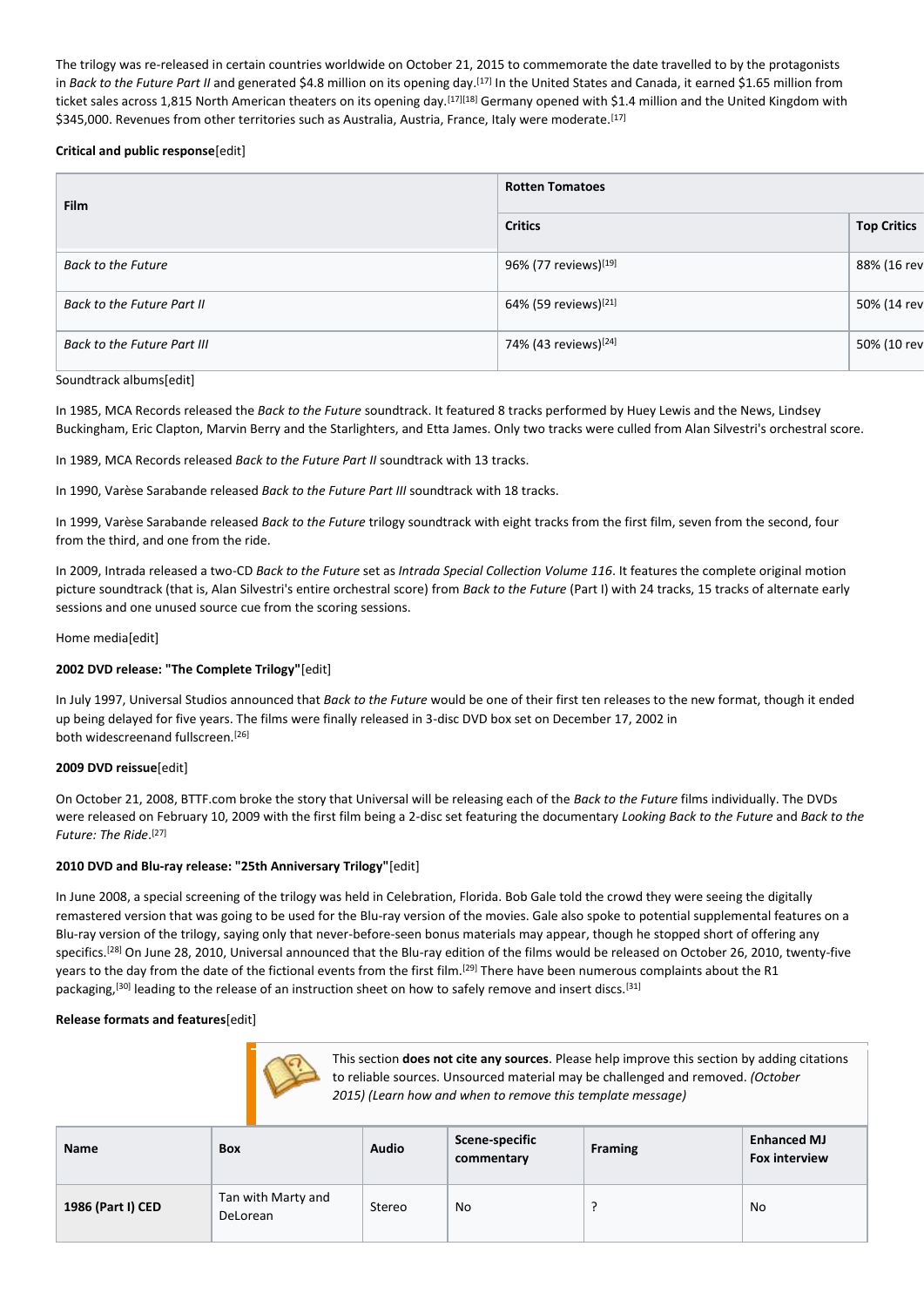The trilogy was re-released in certain countries worldwide on October 21, 2015 to commemorate the date travelled to by the protagonists in *Back to the Future Part II* and generated $4.8 million on its opening day.[17] In the United States and Canada, it earned $1.65 million from ticket sales across 1,815 North American theaters on its opening day.[17][18] Germany opened with $1.4 million and the United Kingdom with $345,000. Revenues from other territories such as Australia, Austria, France, Italy were moderate.[17]

**Critical and public response**[edit]

| Film | Rotten Tomatoes | |
|---|---|---|
| | Critics | Top Critics |
| *Back to the Future* | 96% (77 reviews)[19] | 88% (16 rev |
| *Back to the Future Part II* | 64% (59 reviews)[21] | 50% (14 rev |
| *Back to the Future Part III* | 74% (43 reviews)[24] | 50% (10 rev |

Soundtrack albums[edit]

In 1985, MCA Records released the *Back to the Future* soundtrack. It featured 8 tracks performed by Huey Lewis and the News, Lindsey Buckingham, Eric Clapton, Marvin Berry and the Starlighters, and Etta James. Only two tracks were culled from Alan Silvestri's orchestral score.

In 1989, MCA Records released *Back to the Future Part II* soundtrack with 13 tracks.

In 1990, Varèse Sarabande released *Back to the Future Part III* soundtrack with 18 tracks.

In 1999, Varèse Sarabande released *Back to the Future* trilogy soundtrack with eight tracks from the first film, seven from the second, four from the third, and one from the ride.

In 2009, Intrada released a two-CD *Back to the Future* set as *Intrada Special Collection Volume 116*. It features the complete original motion picture soundtrack (that is, Alan Silvestri's entire orchestral score) from *Back to the Future* (Part I) with 24 tracks, 15 tracks of alternate early sessions and one unused source cue from the scoring sessions.

Home media[edit]

**2002 DVD release: "The Complete Trilogy"**[edit]

In July 1997, Universal Studios announced that *Back to the Future* would be one of their first ten releases to the new format, though it ended up being delayed for five years. The films were finally released in 3-disc DVD box set on December 17, 2002 in both widescreenand fullscreen.[26]

**2009 DVD reissue**[edit]

On October 21, 2008, BTTF.com broke the story that Universal will be releasing each of the *Back to the Future* films individually. The DVDs were released on February 10, 2009 with the first film being a 2-disc set featuring the documentary *Looking Back to the Future* and *Back to the Future: The Ride*.[27]

**2010 DVD and Blu-ray release: "25th Anniversary Trilogy"**[edit]

In June 2008, a special screening of the trilogy was held in Celebration, Florida. Bob Gale told the crowd they were seeing the digitally remastered version that was going to be used for the Blu-ray version of the movies. Gale also spoke to potential supplemental features on a Blu-ray version of the trilogy, saying only that never-before-seen bonus materials may appear, though he stopped short of offering any specifics.[28] On June 28, 2010, Universal announced that the Blu-ray edition of the films would be released on October 26, 2010, twenty-five years to the day from the date of the fictional events from the first film.[29] There have been numerous complaints about the R1 packaging,[30] leading to the release of an instruction sheet on how to safely remove and insert discs.[31]

**Release formats and features**[edit]

This section **does not cite any sources**. Please help improve this section by adding citations to reliable sources. Unsourced material may be challenged and removed. *(October 2015) (Learn how and when to remove this template message)*

| Name | Box | Audio | Scene-specific commentary | Framing | Enhanced MJ Fox interview |
|---|---|---|---|---|---|
| **1986 (Part I) CED** | Tan with Marty and DeLorean | Stereo | No | ? | No |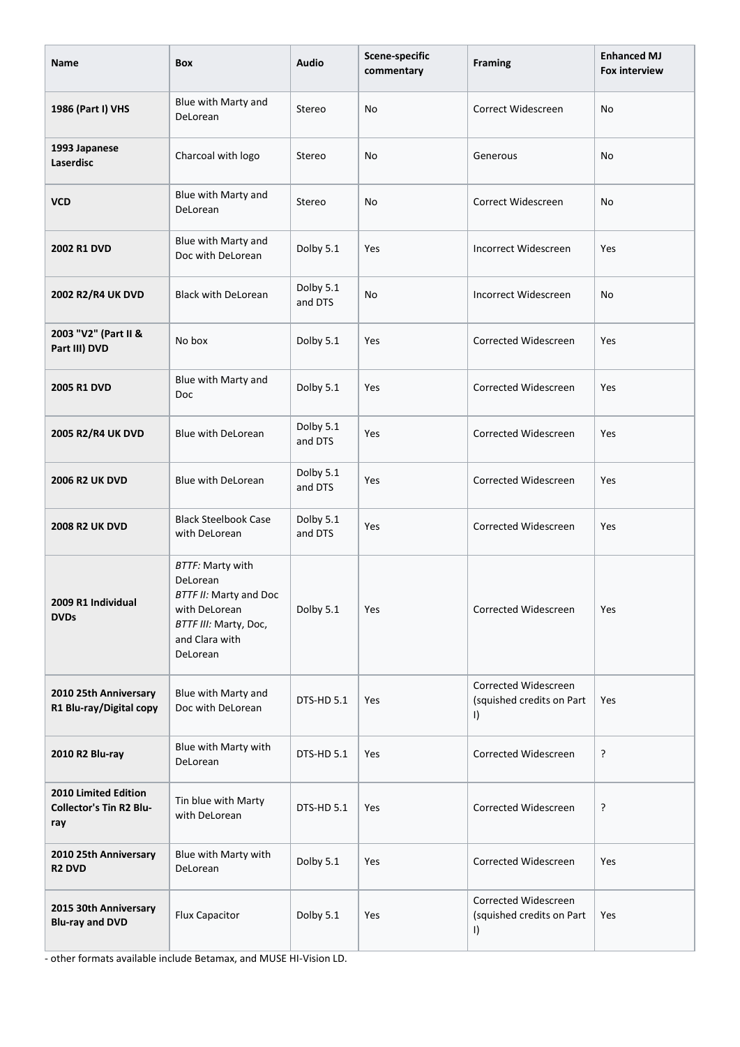| Name | Box | Audio | Scene-specific commentary | Framing | Enhanced MJ Fox interview |
| --- | --- | --- | --- | --- | --- |
| **1986 (Part I) VHS** | Blue with Marty and DeLorean | Stereo | No | Correct Widescreen | No |
| **1993 Japanese Laserdisc** | Charcoal with logo | Stereo | No | Generous | No |
| **VCD** | Blue with Marty and DeLorean | Stereo | No | Correct Widescreen | No |
| **2002 R1 DVD** | Blue with Marty and Doc with DeLorean | Dolby 5.1 | Yes | Incorrect Widescreen | Yes |
| **2002 R2/R4 UK DVD** | Black with DeLorean | Dolby 5.1 and DTS | No | Incorrect Widescreen | No |
| **2003 "V2" (Part II & Part III) DVD** | No box | Dolby 5.1 | Yes | Corrected Widescreen | Yes |
| **2005 R1 DVD** | Blue with Marty and Doc | Dolby 5.1 | Yes | Corrected Widescreen | Yes |
| **2005 R2/R4 UK DVD** | Blue with DeLorean | Dolby 5.1 and DTS | Yes | Corrected Widescreen | Yes |
| **2006 R2 UK DVD** | Blue with DeLorean | Dolby 5.1 and DTS | Yes | Corrected Widescreen | Yes |
| **2008 R2 UK DVD** | Black Steelbook Case with DeLorean | Dolby 5.1 and DTS | Yes | Corrected Widescreen | Yes |
| **2009 R1 Individual DVDs** | *BTTF:* Marty with DeLorean *BTTF II:* Marty and Doc with DeLorean *BTTF III:* Marty, Doc, and Clara with DeLorean | Dolby 5.1 | Yes | Corrected Widescreen | Yes |
| **2010 25th Anniversary R1 Blu-ray/Digital copy** | Blue with Marty and Doc with DeLorean | DTS-HD 5.1 | Yes | Corrected Widescreen (squished credits on Part I) | Yes |
| **2010 R2 Blu-ray** | Blue with Marty with DeLorean | DTS-HD 5.1 | Yes | Corrected Widescreen | ? |
| **2010 Limited Edition Collector's Tin R2 Blu-ray** | Tin blue with Marty with DeLorean | DTS-HD 5.1 | Yes | Corrected Widescreen | ? |
| **2010 25th Anniversary R2 DVD** | Blue with Marty with DeLorean | Dolby 5.1 | Yes | Corrected Widescreen | Yes |
| **2015 30th Anniversary Blu-ray and DVD** | Flux Capacitor | Dolby 5.1 | Yes | Corrected Widescreen (squished credits on Part I) | Yes |

- other formats available include Betamax, and MUSE HI-Vision LD.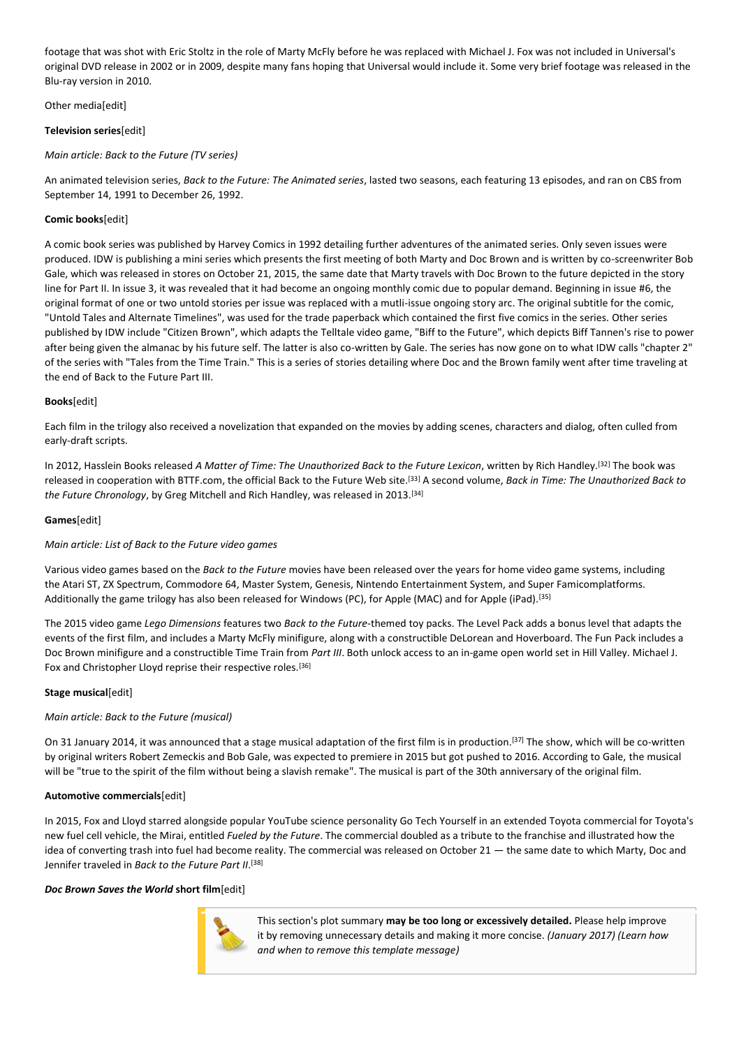footage that was shot with Eric Stoltz in the role of Marty McFly before he was replaced with Michael J. Fox was not included in Universal's original DVD release in 2002 or in 2009, despite many fans hoping that Universal would include it. Some very brief footage was released in the Blu-ray version in 2010.

## Other media[edit]

### Television series[edit]

*Main article: Back to the Future (TV series)*

An animated television series, *Back to the Future: The Animated series*, lasted two seasons, each featuring 13 episodes, and ran on CBS from September 14, 1991 to December 26, 1992.

### Comic books[edit]

A comic book series was published by Harvey Comics in 1992 detailing further adventures of the animated series. Only seven issues were produced. IDW is publishing a mini series which presents the first meeting of both Marty and Doc Brown and is written by co-screenwriter Bob Gale, which was released in stores on October 21, 2015, the same date that Marty travels with Doc Brown to the future depicted in the story line for Part II. In issue 3, it was revealed that it had become an ongoing monthly comic due to popular demand. Beginning in issue #6, the original format of one or two untold stories per issue was replaced with a mutli-issue ongoing story arc. The original subtitle for the comic, "Untold Tales and Alternate Timelines", was used for the trade paperback which contained the first five comics in the series. Other series published by IDW include "Citizen Brown", which adapts the Telltale video game, "Biff to the Future", which depicts Biff Tannen's rise to power after being given the almanac by his future self. The latter is also co-written by Gale. The series has now gone on to what IDW calls "chapter 2" of the series with "Tales from the Time Train." This is a series of stories detailing where Doc and the Brown family went after time traveling at the end of Back to the Future Part III.

### Books[edit]

Each film in the trilogy also received a novelization that expanded on the movies by adding scenes, characters and dialog, often culled from early-draft scripts.

In 2012, Hasslein Books released *A Matter of Time: The Unauthorized Back to the Future Lexicon*, written by Rich Handley.[32] The book was released in cooperation with BTTF.com, the official Back to the Future Web site.[33] A second volume, *Back in Time: The Unauthorized Back to the Future Chronology*, by Greg Mitchell and Rich Handley, was released in 2013.[34]

### Games[edit]

*Main article: List of Back to the Future video games*

Various video games based on the *Back to the Future* movies have been released over the years for home video game systems, including the Atari ST, ZX Spectrum, Commodore 64, Master System, Genesis, Nintendo Entertainment System, and Super Famicomplatforms. Additionally the game trilogy has also been released for Windows (PC), for Apple (MAC) and for Apple (iPad).[35]

The 2015 video game *Lego Dimensions* features two *Back to the Future*-themed toy packs. The Level Pack adds a bonus level that adapts the events of the first film, and includes a Marty McFly minifigure, along with a constructible DeLorean and Hoverboard. The Fun Pack includes a Doc Brown minifigure and a constructible Time Train from *Part III*. Both unlock access to an in-game open world set in Hill Valley. Michael J. Fox and Christopher Lloyd reprise their respective roles.[36]

### Stage musical[edit]

*Main article: Back to the Future (musical)*

On 31 January 2014, it was announced that a stage musical adaptation of the first film is in production.[37] The show, which will be co-written by original writers Robert Zemeckis and Bob Gale, was expected to premiere in 2015 but got pushed to 2016. According to Gale, the musical will be "true to the spirit of the film without being a slavish remake". The musical is part of the 30th anniversary of the original film.

### Automotive commercials[edit]

In 2015, Fox and Lloyd starred alongside popular YouTube science personality Go Tech Yourself in an extended Toyota commercial for Toyota's new fuel cell vehicle, the Mirai, entitled *Fueled by the Future*. The commercial doubled as a tribute to the franchise and illustrated how the idea of converting trash into fuel had become reality. The commercial was released on October 21 — the same date to which Marty, Doc and Jennifer traveled in *Back to the Future Part II*.[38]

### *Doc Brown Saves the World* short film[edit]

This section's plot summary **may be too long or excessively detailed.** Please help improve it by removing unnecessary details and making it more concise. *(January 2017) (Learn how and when to remove this template message)*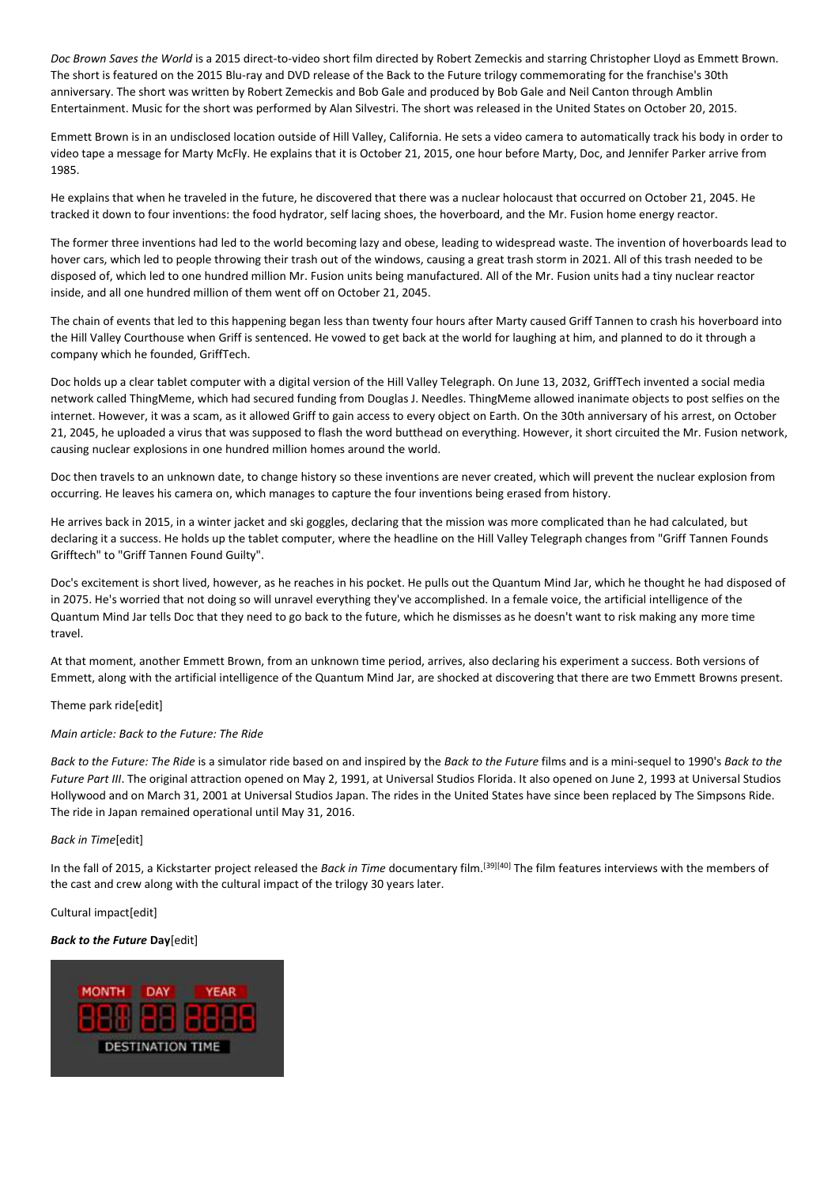*Doc Brown Saves the World* is a 2015 direct-to-video short film directed by Robert Zemeckis and starring Christopher Lloyd as Emmett Brown. The short is featured on the 2015 Blu-ray and DVD release of the Back to the Future trilogy commemorating for the franchise's 30th anniversary. The short was written by Robert Zemeckis and Bob Gale and produced by Bob Gale and Neil Canton through Amblin Entertainment. Music for the short was performed by Alan Silvestri. The short was released in the United States on October 20, 2015.

Emmett Brown is in an undisclosed location outside of Hill Valley, California. He sets a video camera to automatically track his body in order to video tape a message for Marty McFly. He explains that it is October 21, 2015, one hour before Marty, Doc, and Jennifer Parker arrive from 1985.

He explains that when he traveled in the future, he discovered that there was a nuclear holocaust that occurred on October 21, 2045. He tracked it down to four inventions: the food hydrator, self lacing shoes, the hoverboard, and the Mr. Fusion home energy reactor.

The former three inventions had led to the world becoming lazy and obese, leading to widespread waste. The invention of hoverboards lead to hover cars, which led to people throwing their trash out of the windows, causing a great trash storm in 2021. All of this trash needed to be disposed of, which led to one hundred million Mr. Fusion units being manufactured. All of the Mr. Fusion units had a tiny nuclear reactor inside, and all one hundred million of them went off on October 21, 2045.

The chain of events that led to this happening began less than twenty four hours after Marty caused Griff Tannen to crash his hoverboard into the Hill Valley Courthouse when Griff is sentenced. He vowed to get back at the world for laughing at him, and planned to do it through a company which he founded, GriffTech.

Doc holds up a clear tablet computer with a digital version of the Hill Valley Telegraph. On June 13, 2032, GriffTech invented a social media network called ThingMeme, which had secured funding from Douglas J. Needles. ThingMeme allowed inanimate objects to post selfies on the internet. However, it was a scam, as it allowed Griff to gain access to every object on Earth. On the 30th anniversary of his arrest, on October 21, 2045, he uploaded a virus that was supposed to flash the word butthead on everything. However, it short circuited the Mr. Fusion network, causing nuclear explosions in one hundred million homes around the world.

Doc then travels to an unknown date, to change history so these inventions are never created, which will prevent the nuclear explosion from occurring. He leaves his camera on, which manages to capture the four inventions being erased from history.

He arrives back in 2015, in a winter jacket and ski goggles, declaring that the mission was more complicated than he had calculated, but declaring it a success. He holds up the tablet computer, where the headline on the Hill Valley Telegraph changes from "Griff Tannen Founds Grifftech" to "Griff Tannen Found Guilty".

Doc's excitement is short lived, however, as he reaches in his pocket. He pulls out the Quantum Mind Jar, which he thought he had disposed of in 2075. He's worried that not doing so will unravel everything they've accomplished. In a female voice, the artificial intelligence of the Quantum Mind Jar tells Doc that they need to go back to the future, which he dismisses as he doesn't want to risk making any more time travel.

At that moment, another Emmett Brown, from an unknown time period, arrives, also declaring his experiment a success. Both versions of Emmett, along with the artificial intelligence of the Quantum Mind Jar, are shocked at discovering that there are two Emmett Browns present.

### Theme park ride[edit]

*Main article: Back to the Future: The Ride*

*Back to the Future: The Ride* is a simulator ride based on and inspired by the *Back to the Future* films and is a mini-sequel to 1990's *Back to the Future Part III*. The original attraction opened on May 2, 1991, at Universal Studios Florida. It also opened on June 2, 1993 at Universal Studios Hollywood and on March 31, 2001 at Universal Studios Japan. The rides in the United States have since been replaced by The Simpsons Ride. The ride in Japan remained operational until May 31, 2016.

### *Back in Time*[edit]

In the fall of 2015, a Kickstarter project released the *Back in Time* documentary film.[39][40] The film features interviews with the members of the cast and crew along with the cultural impact of the trilogy 30 years later.

## Cultural impact[edit]

### ***Back to the Future*** **Day**[edit]

MONTH DAY YEAR

888 88 8888

DESTINATION TIME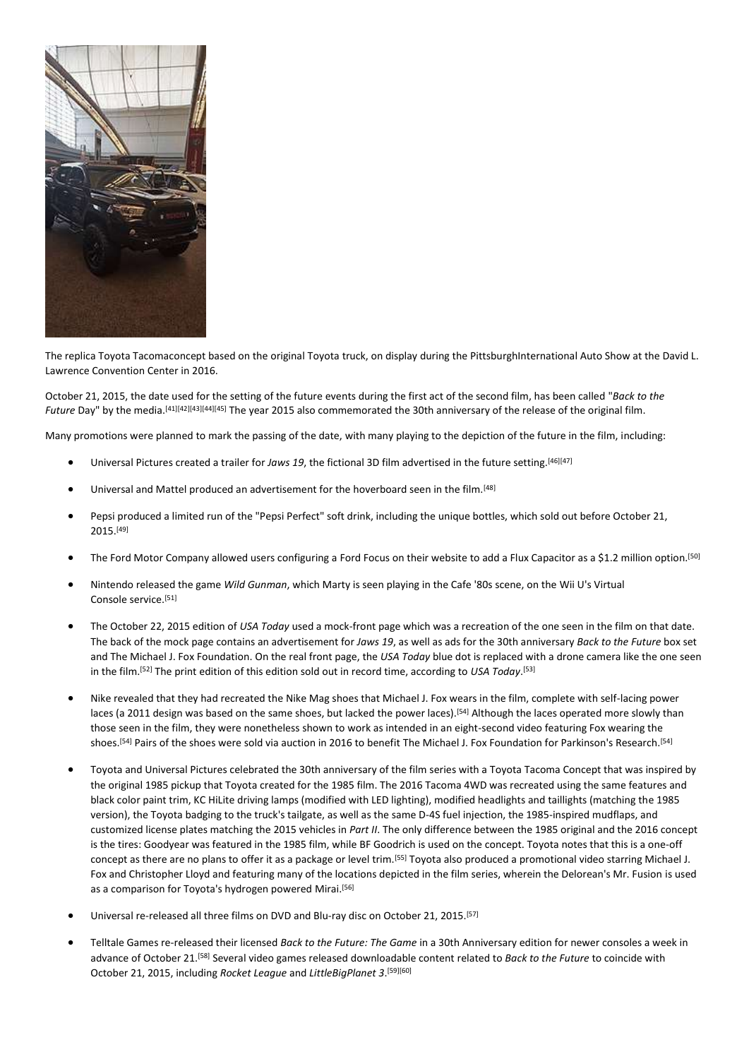The replica Toyota Tacomaconcept based on the original Toyota truck, on display during the PittsburghInternational Auto Show at the David L. Lawrence Convention Center in 2016.

October 21, 2015, the date used for the setting of the future events during the first act of the second film, has been called "*Back to the Future* Day" by the media.[41][42][43][44][45] The year 2015 also commemorated the 30th anniversary of the release of the original film.

Many promotions were planned to mark the passing of the date, with many playing to the depiction of the future in the film, including:

- Universal Pictures created a trailer for *Jaws 19*, the fictional 3D film advertised in the future setting.[46][47]
- Universal and Mattel produced an advertisement for the hoverboard seen in the film.[48]
- Pepsi produced a limited run of the "Pepsi Perfect" soft drink, including the unique bottles, which sold out before October 21, 2015.[49]
- The Ford Motor Company allowed users configuring a Ford Focus on their website to add a Flux Capacitor as a $1.2 million option.[50]
- Nintendo released the game *Wild Gunman*, which Marty is seen playing in the Cafe '80s scene, on the Wii U's Virtual Console service.[51]
- The October 22, 2015 edition of *USA Today* used a mock-front page which was a recreation of the one seen in the film on that date. The back of the mock page contains an advertisement for *Jaws 19*, as well as ads for the 30th anniversary *Back to the Future* box set and The Michael J. Fox Foundation. On the real front page, the *USA Today* blue dot is replaced with a drone camera like the one seen in the film.[52] The print edition of this edition sold out in record time, according to *USA Today*.[53]
- Nike revealed that they had recreated the Nike Mag shoes that Michael J. Fox wears in the film, complete with self-lacing power laces (a 2011 design was based on the same shoes, but lacked the power laces).[54] Although the laces operated more slowly than those seen in the film, they were nonetheless shown to work as intended in an eight-second video featuring Fox wearing the shoes.[54] Pairs of the shoes were sold via auction in 2016 to benefit The Michael J. Fox Foundation for Parkinson's Research.[54]
- Toyota and Universal Pictures celebrated the 30th anniversary of the film series with a Toyota Tacoma Concept that was inspired by the original 1985 pickup that Toyota created for the 1985 film. The 2016 Tacoma 4WD was recreated using the same features and black color paint trim, KC HiLite driving lamps (modified with LED lighting), modified headlights and taillights (matching the 1985 version), the Toyota badging to the truck's tailgate, as well as the same D-4S fuel injection, the 1985-inspired mudflaps, and customized license plates matching the 2015 vehicles in *Part II*. The only difference between the 1985 original and the 2016 concept is the tires: Goodyear was featured in the 1985 film, while BF Goodrich is used on the concept. Toyota notes that this is a one-off concept as there are no plans to offer it as a package or level trim.[55] Toyota also produced a promotional video starring Michael J. Fox and Christopher Lloyd and featuring many of the locations depicted in the film series, wherein the Delorean's Mr. Fusion is used as a comparison for Toyota's hydrogen powered Mirai.[56]
- Universal re-released all three films on DVD and Blu-ray disc on October 21, 2015.[57]
- Telltale Games re-released their licensed *Back to the Future: The Game* in a 30th Anniversary edition for newer consoles a week in advance of October 21.[58] Several video games released downloadable content related to *Back to the Future* to coincide with October 21, 2015, including *Rocket League* and *LittleBigPlanet 3*.[59][60]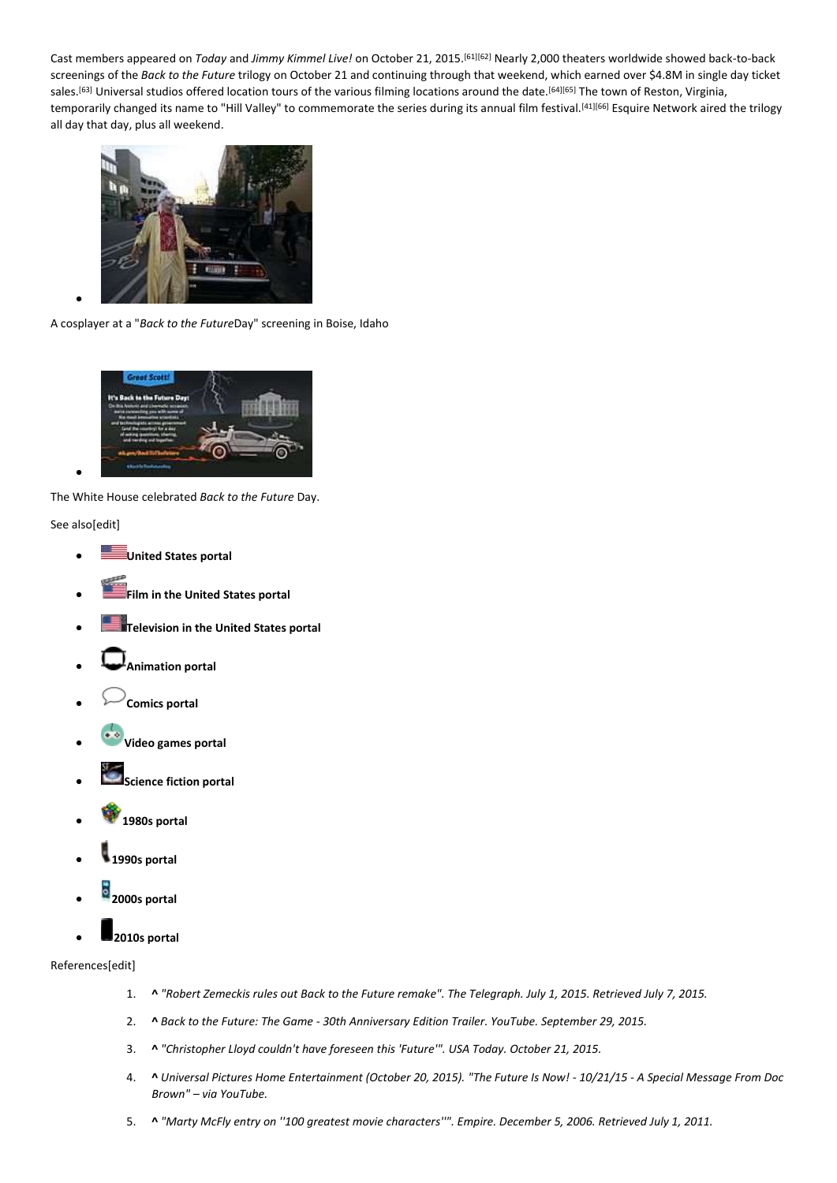Cast members appeared on *Today* and *Jimmy Kimmel Live!* on October 21, 2015.[61][62] Nearly 2,000 theaters worldwide showed back-to-back screenings of the *Back to the Future* trilogy on October 21 and continuing through that weekend, which earned over $4.8M in single day ticket sales.[63] Universal studios offered location tours of the various filming locations around the date.[64][65] The town of Reston, Virginia, temporarily changed its name to "Hill Valley" to commemorate the series during its annual film festival.[41][66] Esquire Network aired the trilogy all day that day, plus all weekend.

A cosplayer at a "*Back to the Future*Day" screening in Boise, Idaho

The White House celebrated *Back to the Future* Day.

See also[edit]

- **United States portal**
- **Film in the United States portal**
- **Television in the United States portal**
- **Animation portal**
- **Comics portal**
- **Video games portal**
- **Science fiction portal**
- **1980s portal**
- **1990s portal**
- **2000s portal**
- **2010s portal**

References[edit]

1. **^** *"Robert Zemeckis rules out Back to the Future remake". The Telegraph. July 1, 2015. Retrieved July 7, 2015.*
2. **^** *Back to the Future: The Game - 30th Anniversary Edition Trailer. YouTube. September 29, 2015.*
3. **^** *"Christopher Lloyd couldn't have foreseen this 'Future'". USA Today. October 21, 2015.*
4. **^** *Universal Pictures Home Entertainment (October 20, 2015). "The Future Is Now! - 10/21/15 - A Special Message From Doc Brown" – via YouTube.*
5. **^** *"Marty McFly entry on ''100 greatest movie characters''". Empire. December 5, 2006. Retrieved July 1, 2011.*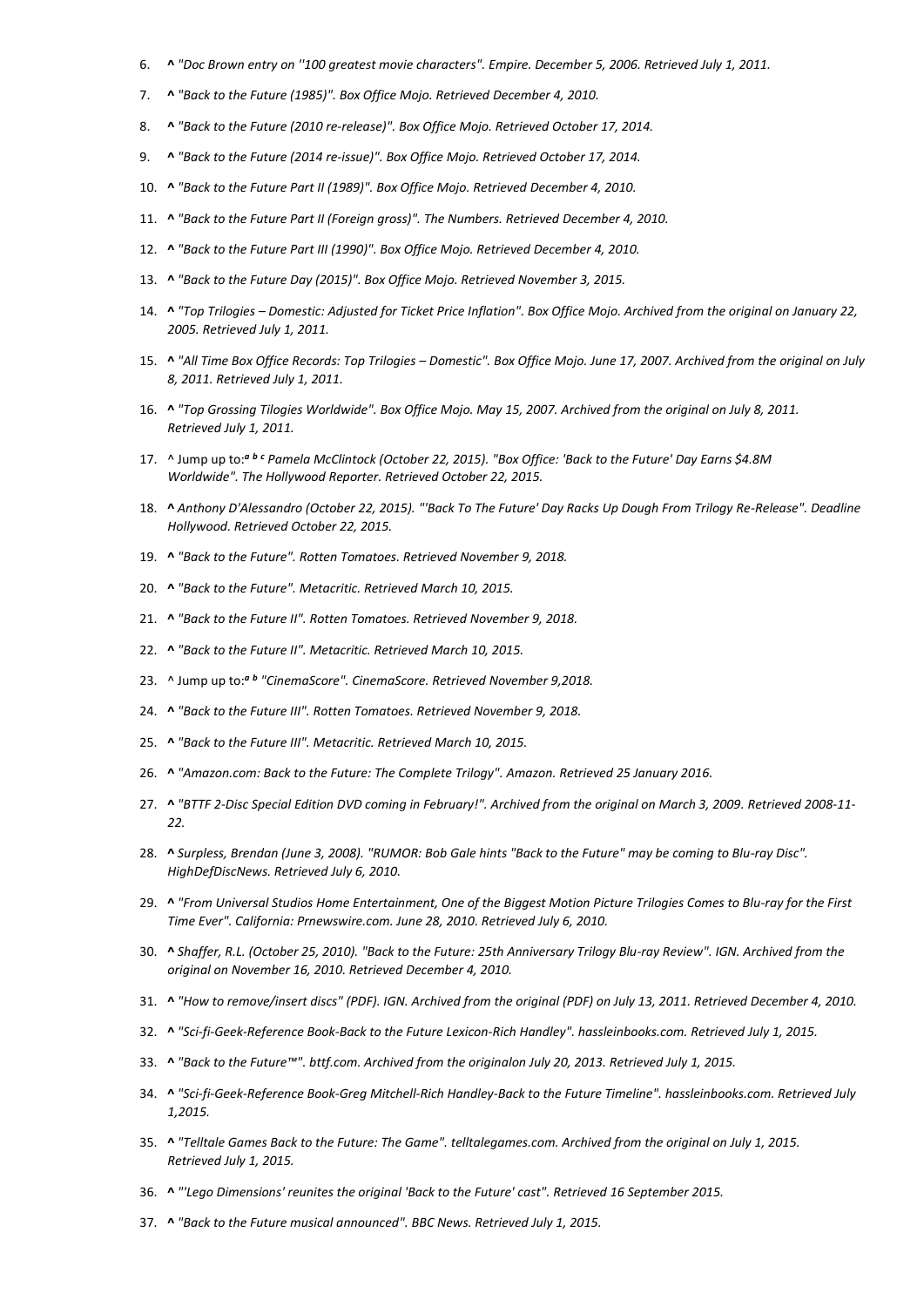6. **^** *"Doc Brown entry on ''100 greatest movie characters". Empire. December 5, 2006. Retrieved July 1, 2011.*
7. **^** *"Back to the Future (1985)". Box Office Mojo. Retrieved December 4, 2010.*
8. **^** *"Back to the Future (2010 re-release)". Box Office Mojo. Retrieved October 17, 2014.*
9. **^** *"Back to the Future (2014 re-issue)". Box Office Mojo. Retrieved October 17, 2014.*
10. **^** *"Back to the Future Part II (1989)". Box Office Mojo. Retrieved December 4, 2010.*
11. **^** *"Back to the Future Part II (Foreign gross)". The Numbers. Retrieved December 4, 2010.*
12. **^** *"Back to the Future Part III (1990)". Box Office Mojo. Retrieved December 4, 2010.*
13. **^** *"Back to the Future Day (2015)". Box Office Mojo. Retrieved November 3, 2015.*
14. **^** *"Top Trilogies – Domestic: Adjusted for Ticket Price Inflation". Box Office Mojo. Archived from the original on January 22, 2005. Retrieved July 1, 2011.*
15. **^** *"All Time Box Office Records: Top Trilogies – Domestic". Box Office Mojo. June 17, 2007. Archived from the original on July 8, 2011. Retrieved July 1, 2011.*
16. **^** *"Top Grossing Tilogies Worldwide". Box Office Mojo. May 15, 2007. Archived from the original on July 8, 2011. Retrieved July 1, 2011.*
17. ^ Jump up to:[a] [b] [c] *Pamela McClintock (October 22, 2015). "Box Office: 'Back to the Future' Day Earns $4.8M Worldwide". The Hollywood Reporter. Retrieved October 22, 2015.*
18. **^** *Anthony D'Alessandro (October 22, 2015). "'Back To The Future' Day Racks Up Dough From Trilogy Re-Release". Deadline Hollywood. Retrieved October 22, 2015.*
19. **^** *"Back to the Future". Rotten Tomatoes. Retrieved November 9, 2018.*
20. **^** *"Back to the Future". Metacritic. Retrieved March 10, 2015.*
21. **^** *"Back to the Future II". Rotten Tomatoes. Retrieved November 9, 2018.*
22. **^** *"Back to the Future II". Metacritic. Retrieved March 10, 2015.*
23. ^ Jump up to:[a] [b] *"CinemaScore". CinemaScore. Retrieved November 9,2018.*
24. **^** *"Back to the Future III". Rotten Tomatoes. Retrieved November 9, 2018.*
25. **^** *"Back to the Future III". Metacritic. Retrieved March 10, 2015.*
26. **^** *"Amazon.com: Back to the Future: The Complete Trilogy". Amazon. Retrieved 25 January 2016.*
27. **^** *"BTTF 2-Disc Special Edition DVD coming in February!". Archived from the original on March 3, 2009. Retrieved 2008-11-22.*
28. **^** *Surpless, Brendan (June 3, 2008). "RUMOR: Bob Gale hints "Back to the Future" may be coming to Blu-ray Disc". HighDefDiscNews. Retrieved July 6, 2010.*
29. **^** *"From Universal Studios Home Entertainment, One of the Biggest Motion Picture Trilogies Comes to Blu-ray for the First Time Ever". California: Prnewswire.com. June 28, 2010. Retrieved July 6, 2010.*
30. **^** *Shaffer, R.L. (October 25, 2010). "Back to the Future: 25th Anniversary Trilogy Blu-ray Review". IGN. Archived from the original on November 16, 2010. Retrieved December 4, 2010.*
31. **^** *"How to remove/insert discs" (PDF). IGN. Archived from the original (PDF) on July 13, 2011. Retrieved December 4, 2010.*
32. **^** *"Sci-fi-Geek-Reference Book-Back to the Future Lexicon-Rich Handley". hassleinbooks.com. Retrieved July 1, 2015.*
33. **^** *"Back to the Future™". bttf.com. Archived from the originalon July 20, 2013. Retrieved July 1, 2015.*
34. **^** *"Sci-fi-Geek-Reference Book-Greg Mitchell-Rich Handley-Back to the Future Timeline". hassleinbooks.com. Retrieved July 1,2015.*
35. **^** *"Telltale Games Back to the Future: The Game". telltalegames.com. Archived from the original on July 1, 2015. Retrieved July 1, 2015.*
36. **^** *"'Lego Dimensions' reunites the original 'Back to the Future' cast". Retrieved 16 September 2015.*
37. **^** *"Back to the Future musical announced". BBC News. Retrieved July 1, 2015.*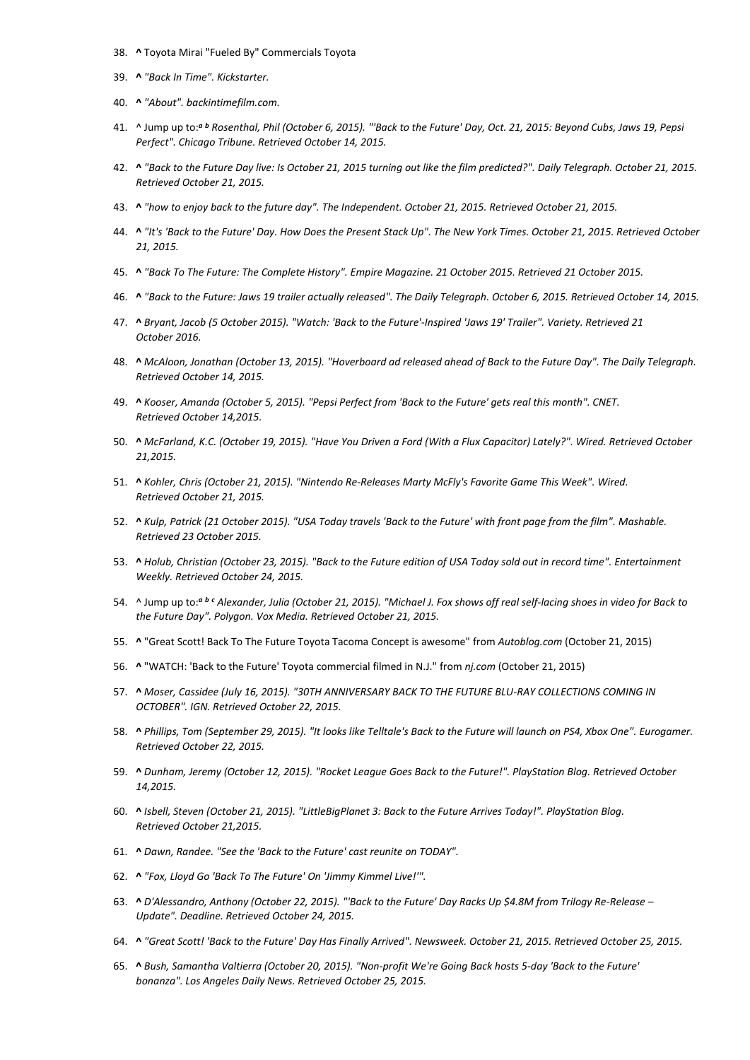38. **^** Toyota Mirai "Fueled By" Commercials Toyota
39. **^** *"Back In Time". Kickstarter.*
40. **^** *"About". backintimefilm.com.*
41. ^ Jump up to:*[a] [b] Rosenthal, Phil (October 6, 2015). "'Back to the Future' Day, Oct. 21, 2015: Beyond Cubs, Jaws 19, Pepsi Perfect". Chicago Tribune. Retrieved October 14, 2015.*
42. **^** *"Back to the Future Day live: Is October 21, 2015 turning out like the film predicted?". Daily Telegraph. October 21, 2015. Retrieved October 21, 2015.*
43. **^** *"how to enjoy back to the future day". The Independent. October 21, 2015. Retrieved October 21, 2015.*
44. **^** *"It's 'Back to the Future' Day. How Does the Present Stack Up". The New York Times. October 21, 2015. Retrieved October 21, 2015.*
45. **^** *"Back To The Future: The Complete History". Empire Magazine. 21 October 2015. Retrieved 21 October 2015.*
46. **^** *"Back to the Future: Jaws 19 trailer actually released". The Daily Telegraph. October 6, 2015. Retrieved October 14, 2015.*
47. **^** *Bryant, Jacob (5 October 2015). "Watch: 'Back to the Future'-Inspired 'Jaws 19' Trailer". Variety. Retrieved 21 October 2016.*
48. **^** *McAloon, Jonathan (October 13, 2015). "Hoverboard ad released ahead of Back to the Future Day". The Daily Telegraph. Retrieved October 14, 2015.*
49. **^** *Kooser, Amanda (October 5, 2015). "Pepsi Perfect from 'Back to the Future' gets real this month". CNET. Retrieved October 14,2015.*
50. **^** *McFarland, K.C. (October 19, 2015). "Have You Driven a Ford (With a Flux Capacitor) Lately?". Wired. Retrieved October 21,2015.*
51. **^** *Kohler, Chris (October 21, 2015). "Nintendo Re-Releases Marty McFly's Favorite Game This Week". Wired. Retrieved October 21, 2015.*
52. **^** *Kulp, Patrick (21 October 2015). "USA Today travels 'Back to the Future' with front page from the film". Mashable. Retrieved 23 October 2015.*
53. **^** *Holub, Christian (October 23, 2015). "Back to the Future edition of USA Today sold out in record time". Entertainment Weekly. Retrieved October 24, 2015.*
54. ^ Jump up to:*[a] [b] [c] Alexander, Julia (October 21, 2015). "Michael J. Fox shows off real self-lacing shoes in video for Back to the Future Day". Polygon. Vox Media. Retrieved October 21, 2015.*
55. **^** "Great Scott! Back To The Future Toyota Tacoma Concept is awesome" from *Autoblog.com* (October 21, 2015)
56. **^** "WATCH: 'Back to the Future' Toyota commercial filmed in N.J." from *nj.com* (October 21, 2015)
57. **^** *Moser, Cassidee (July 16, 2015). "30TH ANNIVERSARY BACK TO THE FUTURE BLU-RAY COLLECTIONS COMING IN OCTOBER". IGN. Retrieved October 22, 2015.*
58. **^** *Phillips, Tom (September 29, 2015). "It looks like Telltale's Back to the Future will launch on PS4, Xbox One". Eurogamer. Retrieved October 22, 2015.*
59. **^** *Dunham, Jeremy (October 12, 2015). "Rocket League Goes Back to the Future!". PlayStation Blog. Retrieved October 14,2015.*
60. **^** *Isbell, Steven (October 21, 2015). "LittleBigPlanet 3: Back to the Future Arrives Today!". PlayStation Blog. Retrieved October 21,2015.*
61. **^** *Dawn, Randee. "See the 'Back to the Future' cast reunite on TODAY".*
62. **^** *"Fox, Lloyd Go 'Back To The Future' On 'Jimmy Kimmel Live!'".*
63. **^** *D'Alessandro, Anthony (October 22, 2015). "'Back to the Future' Day Racks Up $4.8M from Trilogy Re-Release – Update". Deadline. Retrieved October 24, 2015.*
64. **^** *"Great Scott! 'Back to the Future' Day Has Finally Arrived". Newsweek. October 21, 2015. Retrieved October 25, 2015.*
65. **^** *Bush, Samantha Valtierra (October 20, 2015). "Non-profit We're Going Back hosts 5-day 'Back to the Future' bonanza". Los Angeles Daily News. Retrieved October 25, 2015.*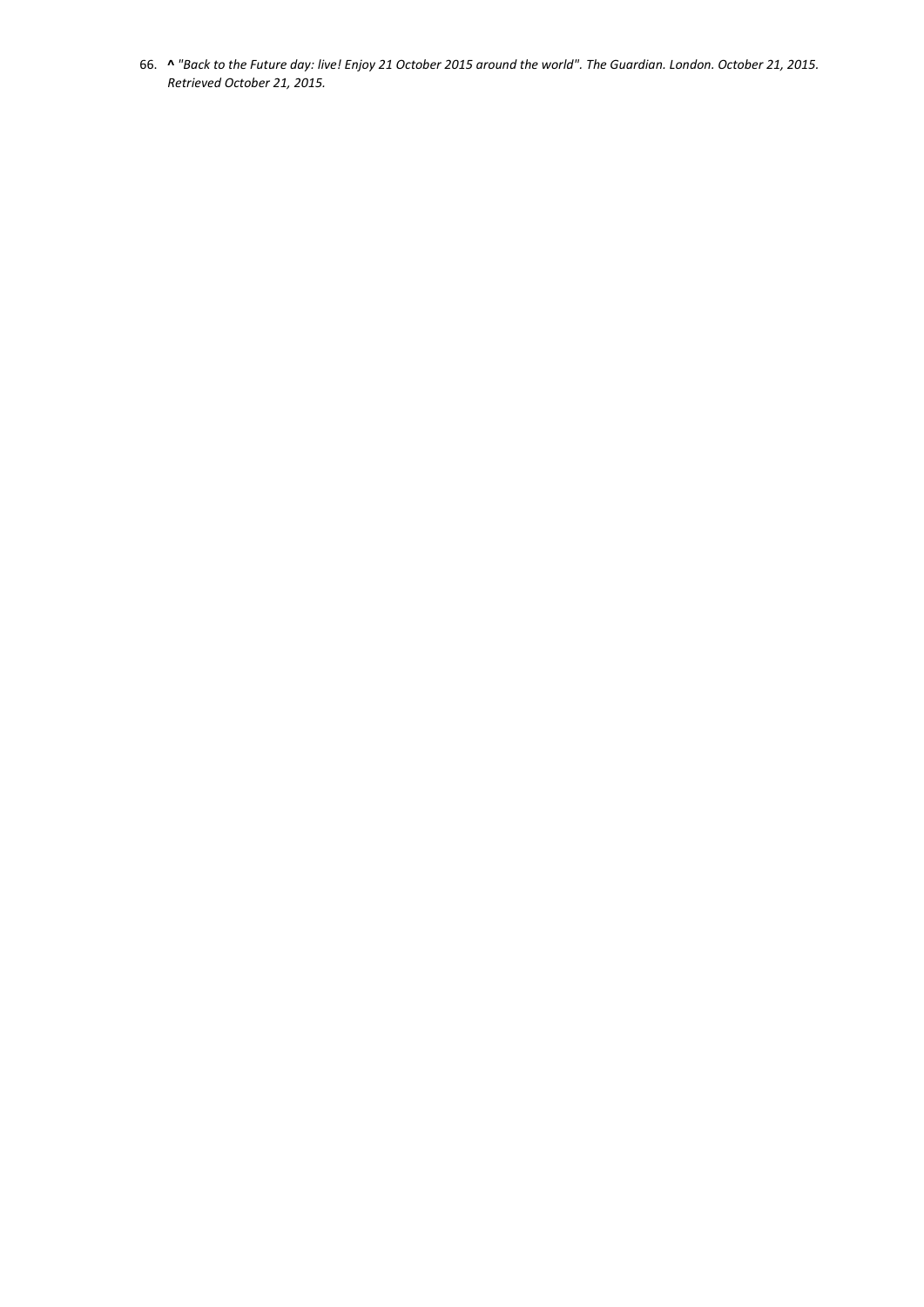66. **^** *"Back to the Future day: live! Enjoy 21 October 2015 around the world". The Guardian. London. October 21, 2015. Retrieved October 21, 2015.*